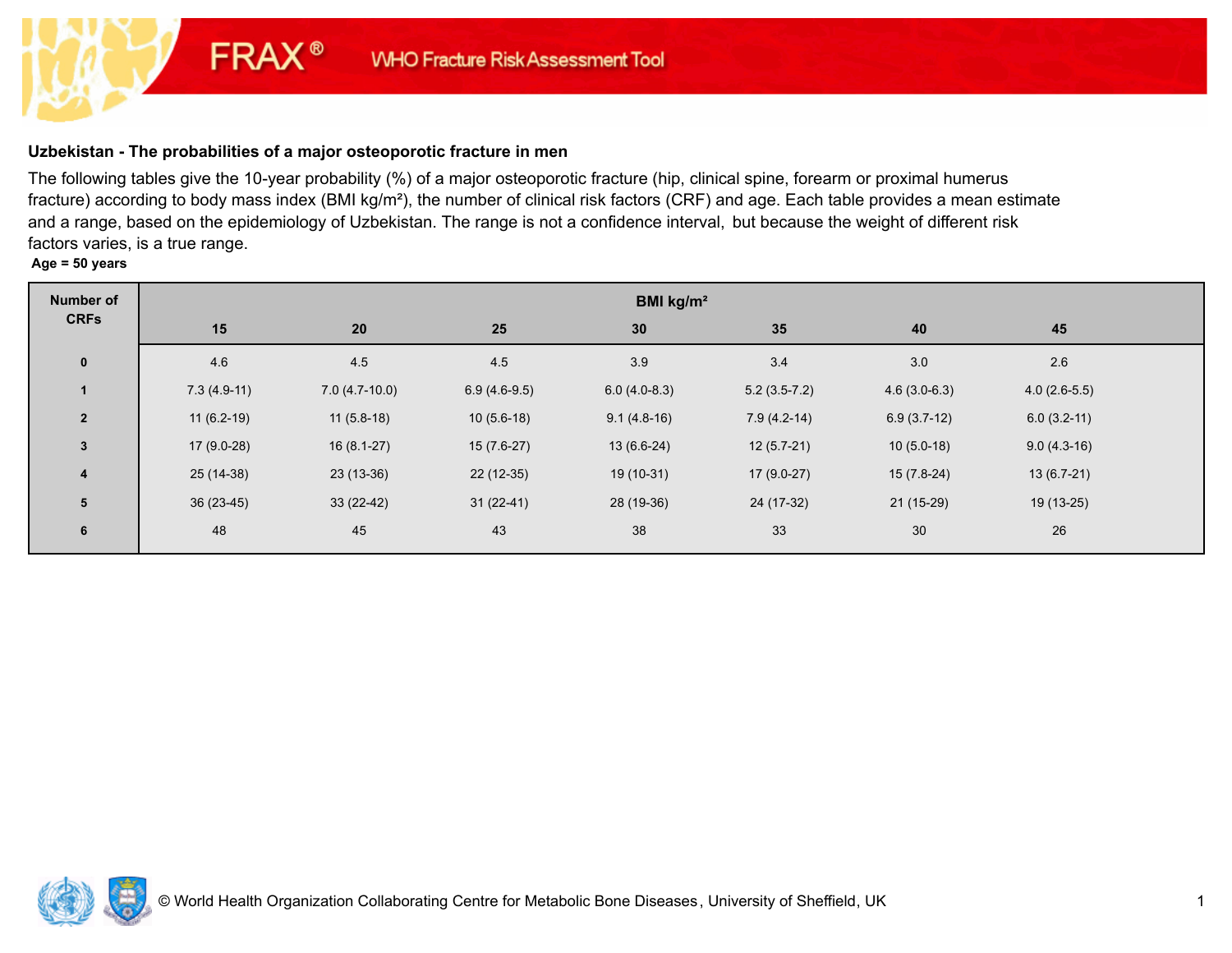FRAX® WHO Fracture Risk Assessment Tool

## Uzbekistan - The probabilities of a major osteoporotic fracture in men

The following tables give the 10-year probability (%) of a major osteoporotic fracture (hip, clinical spine, forearm or proximal humerus fracture) according to body mass index (BMI kg/m²), the number of clinical risk factors (CRF) and age. Each table provides a mean estimate and a range, based on the epidemiology of Uzbekistan. The range is not a confidence interval, but because the weight of different risk factors varies, is a true range.

**Age = 50 years**

| Number of CRFs | BMI kg/m² | | | | | | |
|---|---|---|---|---|---|---|---|
| | 15 | 20 | 25 | 30 | 35 | 40 | 45 |
| 0 | 4.6 | 4.5 | 4.5 | 3.9 | 3.4 | 3.0 | 2.6 |
| 1 | 7.3 (4.9-11) | 7.0 (4.7-10.0) | 6.9 (4.6-9.5) | 6.0 (4.0-8.3) | 5.2 (3.5-7.2) | 4.6 (3.0-6.3) | 4.0 (2.6-5.5) |
| 2 | 11 (6.2-19) | 11 (5.8-18) | 10 (5.6-18) | 9.1 (4.8-16) | 7.9 (4.2-14) | 6.9 (3.7-12) | 6.0 (3.2-11) |
| 3 | 17 (9.0-28) | 16 (8.1-27) | 15 (7.6-27) | 13 (6.6-24) | 12 (5.7-21) | 10 (5.0-18) | 9.0 (4.3-16) |
| 4 | 25 (14-38) | 23 (13-36) | 22 (12-35) | 19 (10-31) | 17 (9.0-27) | 15 (7.8-24) | 13 (6.7-21) |
| 5 | 36 (23-45) | 33 (22-42) | 31 (22-41) | 28 (19-36) | 24 (17-32) | 21 (15-29) | 19 (13-25) |
| 6 | 48 | 45 | 43 | 38 | 33 | 30 | 26 |

© World Health Organization Collaborating Centre for Metabolic Bone Diseases, University of Sheffield, UK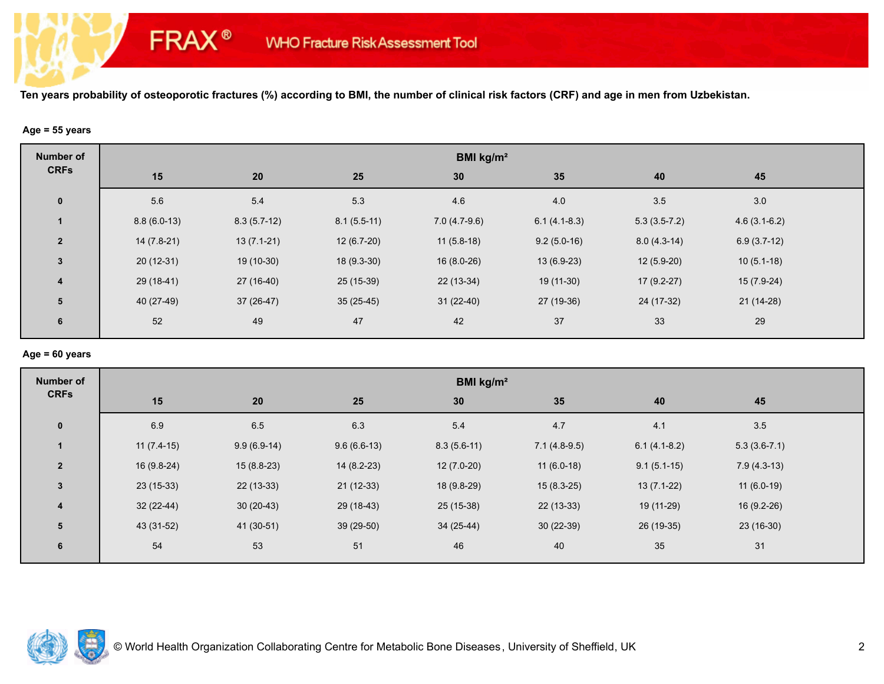FRAX® WHO Fracture Risk Assessment Tool

**Ten years probability of osteoporotic fractures (%) according to BMI, the number of clinical risk factors (CRF) and age in men from Uzbekistan.**

**Age = 55 years**

| Number of CRFs | BMI kg/m² | | | | | | |
|---|---|---|---|---|---|---|---|
| | 15 | 20 | 25 | 30 | 35 | 40 | 45 |
| 0 | 5.6 | 5.4 | 5.3 | 4.6 | 4.0 | 3.5 | 3.0 |
| 1 | 8.8 (6.0-13) | 8.3 (5.7-12) | 8.1 (5.5-11) | 7.0 (4.7-9.6) | 6.1 (4.1-8.3) | 5.3 (3.5-7.2) | 4.6 (3.1-6.2) |
| 2 | 14 (7.8-21) | 13 (7.1-21) | 12 (6.7-20) | 11 (5.8-18) | 9.2 (5.0-16) | 8.0 (4.3-14) | 6.9 (3.7-12) |
| 3 | 20 (12-31) | 19 (10-30) | 18 (9.3-30) | 16 (8.0-26) | 13 (6.9-23) | 12 (5.9-20) | 10 (5.1-18) |
| 4 | 29 (18-41) | 27 (16-40) | 25 (15-39) | 22 (13-34) | 19 (11-30) | 17 (9.2-27) | 15 (7.9-24) |
| 5 | 40 (27-49) | 37 (26-47) | 35 (25-45) | 31 (22-40) | 27 (19-36) | 24 (17-32) | 21 (14-28) |
| 6 | 52 | 49 | 47 | 42 | 37 | 33 | 29 |

**Age = 60 years**

| Number of CRFs | BMI kg/m² | | | | | | |
|---|---|---|---|---|---|---|---|
| | 15 | 20 | 25 | 30 | 35 | 40 | 45 |
| 0 | 6.9 | 6.5 | 6.3 | 5.4 | 4.7 | 4.1 | 3.5 |
| 1 | 11 (7.4-15) | 9.9 (6.9-14) | 9.6 (6.6-13) | 8.3 (5.6-11) | 7.1 (4.8-9.5) | 6.1 (4.1-8.2) | 5.3 (3.6-7.1) |
| 2 | 16 (9.8-24) | 15 (8.8-23) | 14 (8.2-23) | 12 (7.0-20) | 11 (6.0-18) | 9.1 (5.1-15) | 7.9 (4.3-13) |
| 3 | 23 (15-33) | 22 (13-33) | 21 (12-33) | 18 (9.8-29) | 15 (8.3-25) | 13 (7.1-22) | 11 (6.0-19) |
| 4 | 32 (22-44) | 30 (20-43) | 29 (18-43) | 25 (15-38) | 22 (13-33) | 19 (11-29) | 16 (9.2-26) |
| 5 | 43 (31-52) | 41 (30-51) | 39 (29-50) | 34 (25-44) | 30 (22-39) | 26 (19-35) | 23 (16-30) |
| 6 | 54 | 53 | 51 | 46 | 40 | 35 | 31 |

© World Health Organization Collaborating Centre for Metabolic Bone Diseases, University of Sheffield, UK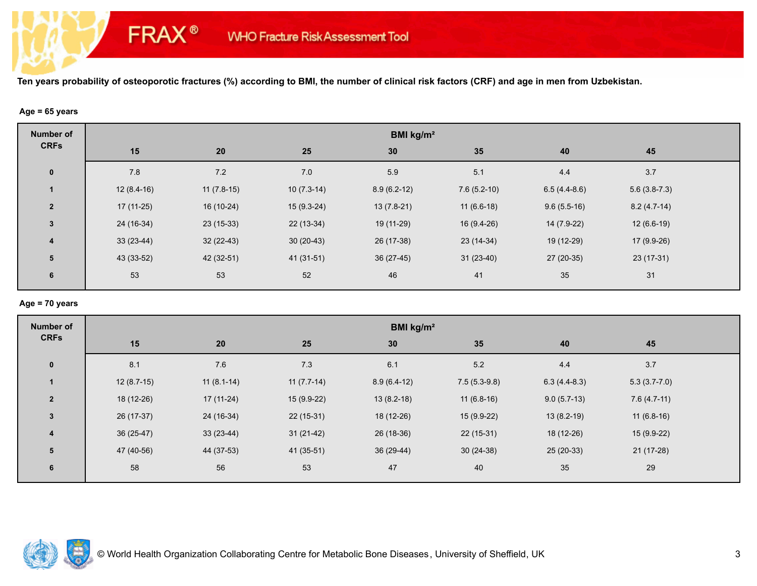FRAX® WHO Fracture Risk Assessment Tool

**Ten years probability of osteoporotic fractures (%) according to BMI, the number of clinical risk factors (CRF) and age in men from Uzbekistan.**

**Age = 65 years**

| Number of CRFs | BMI kg/m² | | | | | | |
|---|---|---|---|---|---|---|---|
| | 15 | 20 | 25 | 30 | 35 | 40 | 45 |
| 0 | 7.8 | 7.2 | 7.0 | 5.9 | 5.1 | 4.4 | 3.7 |
| 1 | 12 (8.4-16) | 11 (7.8-15) | 10 (7.3-14) | 8.9 (6.2-12) | 7.6 (5.2-10) | 6.5 (4.4-8.6) | 5.6 (3.8-7.3) |
| 2 | 17 (11-25) | 16 (10-24) | 15 (9.3-24) | 13 (7.8-21) | 11 (6.6-18) | 9.6 (5.5-16) | 8.2 (4.7-14) |
| 3 | 24 (16-34) | 23 (15-33) | 22 (13-34) | 19 (11-29) | 16 (9.4-26) | 14 (7.9-22) | 12 (6.6-19) |
| 4 | 33 (23-44) | 32 (22-43) | 30 (20-43) | 26 (17-38) | 23 (14-34) | 19 (12-29) | 17 (9.9-26) |
| 5 | 43 (33-52) | 42 (32-51) | 41 (31-51) | 36 (27-45) | 31 (23-40) | 27 (20-35) | 23 (17-31) |
| 6 | 53 | 53 | 52 | 46 | 41 | 35 | 31 |

**Age = 70 years**

| Number of CRFs | BMI kg/m² | | | | | | |
|---|---|---|---|---|---|---|---|
| | 15 | 20 | 25 | 30 | 35 | 40 | 45 |
| 0 | 8.1 | 7.6 | 7.3 | 6.1 | 5.2 | 4.4 | 3.7 |
| 1 | 12 (8.7-15) | 11 (8.1-14) | 11 (7.7-14) | 8.9 (6.4-12) | 7.5 (5.3-9.8) | 6.3 (4.4-8.3) | 5.3 (3.7-7.0) |
| 2 | 18 (12-26) | 17 (11-24) | 15 (9.9-22) | 13 (8.2-18) | 11 (6.8-16) | 9.0 (5.7-13) | 7.6 (4.7-11) |
| 3 | 26 (17-37) | 24 (16-34) | 22 (15-31) | 18 (12-26) | 15 (9.9-22) | 13 (8.2-19) | 11 (6.8-16) |
| 4 | 36 (25-47) | 33 (23-44) | 31 (21-42) | 26 (18-36) | 22 (15-31) | 18 (12-26) | 15 (9.9-22) |
| 5 | 47 (40-56) | 44 (37-53) | 41 (35-51) | 36 (29-44) | 30 (24-38) | 25 (20-33) | 21 (17-28) |
| 6 | 58 | 56 | 53 | 47 | 40 | 35 | 29 |

© World Health Organization Collaborating Centre for Metabolic Bone Diseases, University of Sheffield, UK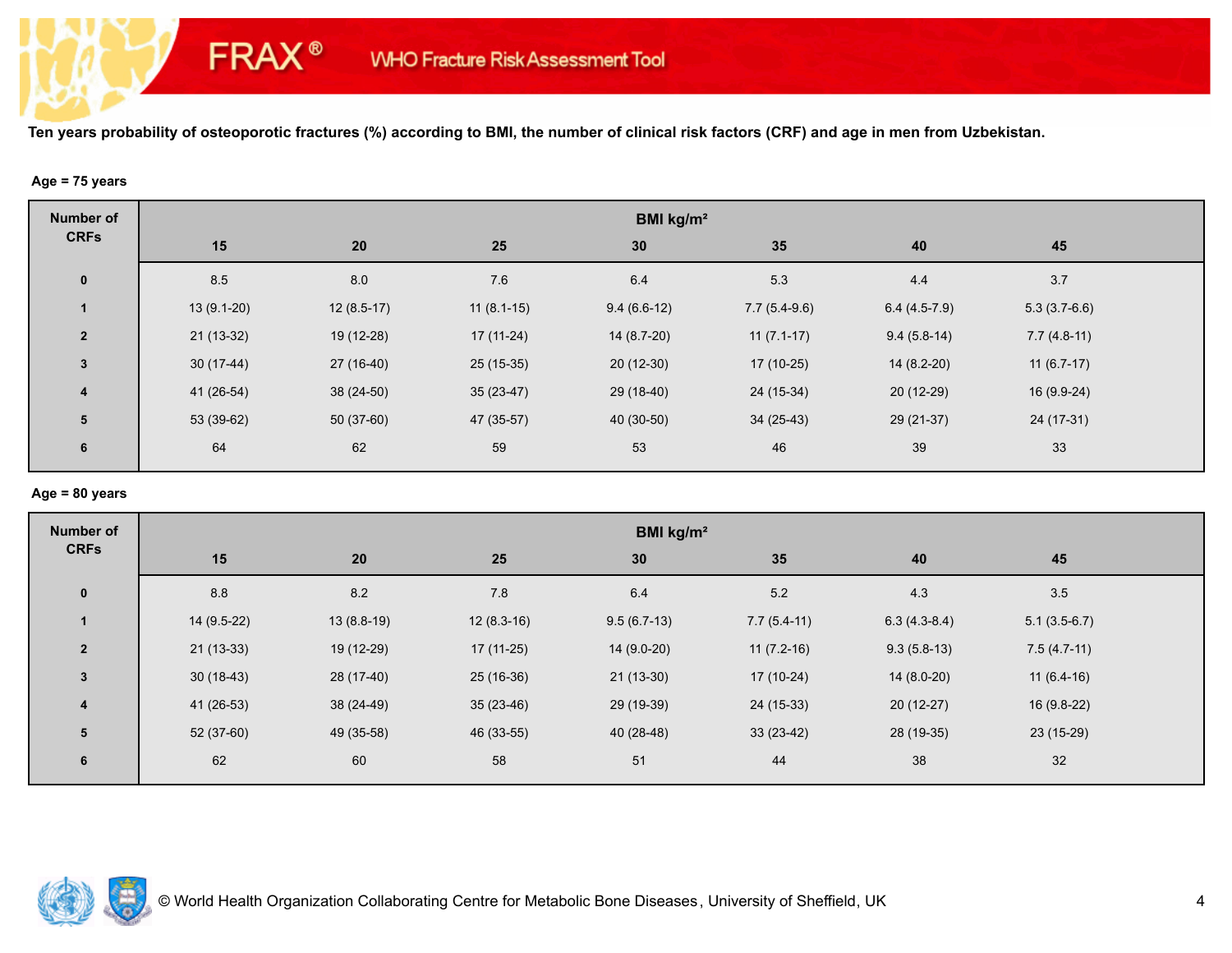FRAX® WHO Fracture Risk Assessment Tool

**Ten years probability of osteoporotic fractures (%) according to BMI, the number of clinical risk factors (CRF) and age in men from Uzbekistan.**

**Age = 75 years**

| Number of CRFs | BMI kg/m² | | | | | | |
|---|---|---|---|---|---|---|---|
| | **15** | **20** | **25** | **30** | **35** | **40** | **45** |
| **0** | 8.5 | 8.0 | 7.6 | 6.4 | 5.3 | 4.4 | 3.7 |
| **1** | 13 (9.1-20) | 12 (8.5-17) | 11 (8.1-15) | 9.4 (6.6-12) | 7.7 (5.4-9.6) | 6.4 (4.5-7.9) | 5.3 (3.7-6.6) |
| **2** | 21 (13-32) | 19 (12-28) | 17 (11-24) | 14 (8.7-20) | 11 (7.1-17) | 9.4 (5.8-14) | 7.7 (4.8-11) |
| **3** | 30 (17-44) | 27 (16-40) | 25 (15-35) | 20 (12-30) | 17 (10-25) | 14 (8.2-20) | 11 (6.7-17) |
| **4** | 41 (26-54) | 38 (24-50) | 35 (23-47) | 29 (18-40) | 24 (15-34) | 20 (12-29) | 16 (9.9-24) |
| **5** | 53 (39-62) | 50 (37-60) | 47 (35-57) | 40 (30-50) | 34 (25-43) | 29 (21-37) | 24 (17-31) |
| **6** | 64 | 62 | 59 | 53 | 46 | 39 | 33 |

**Age = 80 years**

| Number of CRFs | BMI kg/m² | | | | | | |
|---|---|---|---|---|---|---|---|
| | **15** | **20** | **25** | **30** | **35** | **40** | **45** |
| **0** | 8.8 | 8.2 | 7.8 | 6.4 | 5.2 | 4.3 | 3.5 |
| **1** | 14 (9.5-22) | 13 (8.8-19) | 12 (8.3-16) | 9.5 (6.7-13) | 7.7 (5.4-11) | 6.3 (4.3-8.4) | 5.1 (3.5-6.7) |
| **2** | 21 (13-33) | 19 (12-29) | 17 (11-25) | 14 (9.0-20) | 11 (7.2-16) | 9.3 (5.8-13) | 7.5 (4.7-11) |
| **3** | 30 (18-43) | 28 (17-40) | 25 (16-36) | 21 (13-30) | 17 (10-24) | 14 (8.0-20) | 11 (6.4-16) |
| **4** | 41 (26-53) | 38 (24-49) | 35 (23-46) | 29 (19-39) | 24 (15-33) | 20 (12-27) | 16 (9.8-22) |
| **5** | 52 (37-60) | 49 (35-58) | 46 (33-55) | 40 (28-48) | 33 (23-42) | 28 (19-35) | 23 (15-29) |
| **6** | 62 | 60 | 58 | 51 | 44 | 38 | 32 |

© World Health Organization Collaborating Centre for Metabolic Bone Diseases, University of Sheffield, UK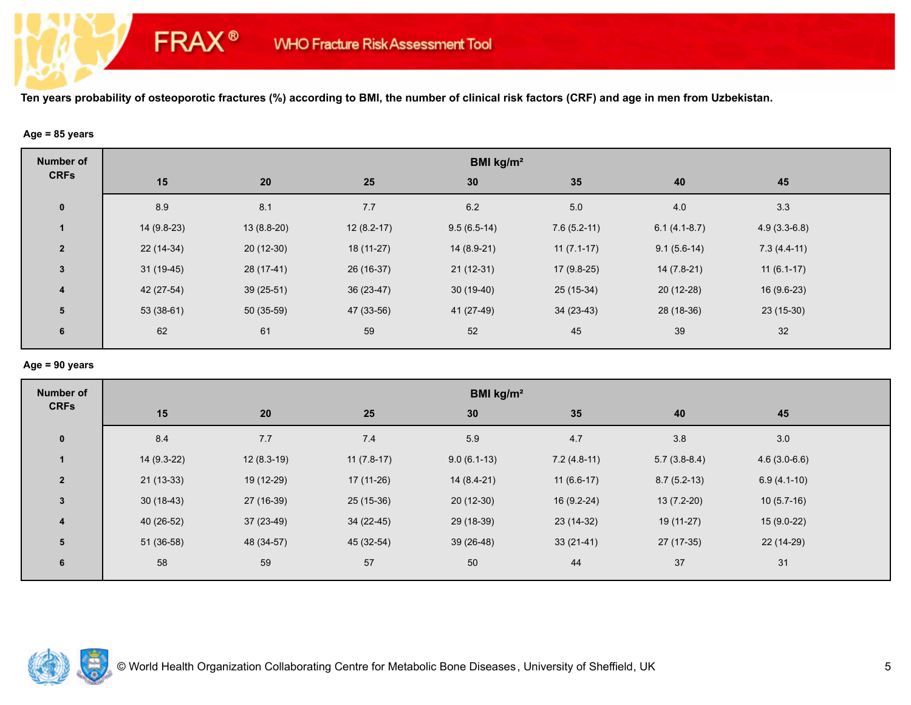FRAX® WHO Fracture Risk Assessment Tool

**Ten years probability of osteoporotic fractures (%) according to BMI, the number of clinical risk factors (CRF) and age in men from Uzbekistan.**

**Age = 85 years**

| Number of CRFs | BMI kg/m² | | | | | | |
|---|---|---|---|---|---|---|---|
| | 15 | 20 | 25 | 30 | 35 | 40 | 45 |
| 0 | 8.9 | 8.1 | 7.7 | 6.2 | 5.0 | 4.0 | 3.3 |
| 1 | 14 (9.8-23) | 13 (8.8-20) | 12 (8.2-17) | 9.5 (6.5-14) | 7.6 (5.2-11) | 6.1 (4.1-8.7) | 4.9 (3.3-6.8) |
| 2 | 22 (14-34) | 20 (12-30) | 18 (11-27) | 14 (8.9-21) | 11 (7.1-17) | 9.1 (5.6-14) | 7.3 (4.4-11) |
| 3 | 31 (19-45) | 28 (17-41) | 26 (16-37) | 21 (12-31) | 17 (9.8-25) | 14 (7.8-21) | 11 (6.1-17) |
| 4 | 42 (27-54) | 39 (25-51) | 36 (23-47) | 30 (19-40) | 25 (15-34) | 20 (12-28) | 16 (9.6-23) |
| 5 | 53 (38-61) | 50 (35-59) | 47 (33-56) | 41 (27-49) | 34 (23-43) | 28 (18-36) | 23 (15-30) |
| 6 | 62 | 61 | 59 | 52 | 45 | 39 | 32 |

**Age = 90 years**

| Number of CRFs | BMI kg/m² | | | | | | |
|---|---|---|---|---|---|---|---|
| | 15 | 20 | 25 | 30 | 35 | 40 | 45 |
| 0 | 8.4 | 7.7 | 7.4 | 5.9 | 4.7 | 3.8 | 3.0 |
| 1 | 14 (9.3-22) | 12 (8.3-19) | 11 (7.8-17) | 9.0 (6.1-13) | 7.2 (4.8-11) | 5.7 (3.8-8.4) | 4.6 (3.0-6.6) |
| 2 | 21 (13-33) | 19 (12-29) | 17 (11-26) | 14 (8.4-21) | 11 (6.6-17) | 8.7 (5.2-13) | 6.9 (4.1-10) |
| 3 | 30 (18-43) | 27 (16-39) | 25 (15-36) | 20 (12-30) | 16 (9.2-24) | 13 (7.2-20) | 10 (5.7-16) |
| 4 | 40 (26-52) | 37 (23-49) | 34 (22-45) | 29 (18-39) | 23 (14-32) | 19 (11-27) | 15 (9.0-22) |
| 5 | 51 (36-58) | 48 (34-57) | 45 (32-54) | 39 (26-48) | 33 (21-41) | 27 (17-35) | 22 (14-29) |
| 6 | 58 | 59 | 57 | 50 | 44 | 37 | 31 |

© World Health Organization Collaborating Centre for Metabolic Bone Diseases, University of Sheffield, UK